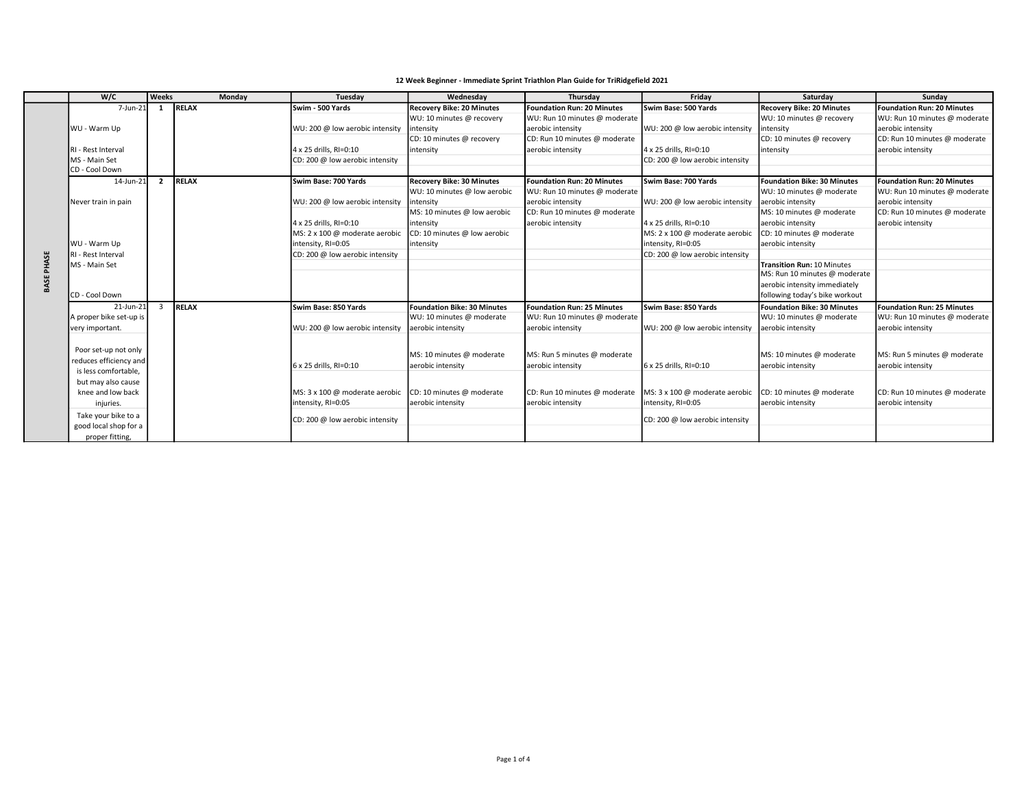# 12 Week Beginner - Immediate Sprint Triathlon Plan Guide for TriRidgefield 2021

| | W/C | Weeks | Monday | Tuesday | Wednesday | Thursday | Friday | Saturday | Sunday |
|---|---|---|---|---|---|---|---|---|---|
| BASE PHASE | 7-Jun-21 | 1 | RELAX | **Swim - 500 Yards** | **Recovery Bike: 20 Minutes** | **Foundation Run: 20 Minutes** | **Swim Base: 500 Yards** | **Recovery Bike: 20 Minutes** | **Foundation Run: 20 Minutes** |
| | WU - Warm Up | | | WU: 200 @ low aerobic intensity | WU: 10 minutes @ recovery intensity | WU: Run 10 minutes @ moderate aerobic intensity | WU: 200 @ low aerobic intensity | WU: 10 minutes @ recovery intensity | WU: Run 10 minutes @ moderate aerobic intensity |
| | RI - Rest Interval | | | 4 x 25 drills, RI=0:10 | CD: 10 minutes @ recovery intensity | CD: Run 10 minutes @ moderate aerobic intensity | 4 x 25 drills, RI=0:10 | CD: 10 minutes @ recovery intensity | CD: Run 10 minutes @ moderate aerobic intensity |
| | MS - Main Set | | | CD: 200 @ low aerobic intensity | | | CD: 200 @ low aerobic intensity | | |
| | CD - Cool Down | | | | | | | | |
| | 14-Jun-21 | 2 | RELAX | **Swim Base: 700 Yards** | **Recovery Bike: 30 Minutes** | **Foundation Run: 20 Minutes** | **Swim Base: 700 Yards** | **Foundation Bike: 30 Minutes** | **Foundation Run: 20 Minutes** |
| | Never train in pain | | | WU: 200 @ low aerobic intensity | WU: 10 minutes @ low aerobic intensity | WU: Run 10 minutes @ moderate aerobic intensity | WU: 200 @ low aerobic intensity | WU: 10 minutes @ moderate aerobic intensity | WU: Run 10 minutes @ moderate aerobic intensity |
| | | | | 4 x 25 drills, RI=0:10 | MS: 10 minutes @ low aerobic intensity | CD: Run 10 minutes @ moderate aerobic intensity | 4 x 25 drills, RI=0:10 | MS: 10 minutes @ moderate aerobic intensity | CD: Run 10 minutes @ moderate aerobic intensity |
| | WU - Warm Up | | | MS: 2 x 100 @ moderate aerobic intensity, RI=0:05 | CD: 10 minutes @ low aerobic intensity | | MS: 2 x 100 @ moderate aerobic intensity, RI=0:05 | CD: 10 minutes @ moderate aerobic intensity | |
| | RI - Rest Interval | | | CD: 200 @ low aerobic intensity | | | CD: 200 @ low aerobic intensity | | |
| | MS - Main Set | | | | | | | **Transition Run:** 10 Minutes | |
| | CD - Cool Down | | | | | | | MS: Run 10 minutes @ moderate aerobic intensity immediately following today's bike workout | |
| | 21-Jun-21 | 3 | RELAX | **Swim Base: 850 Yards** | **Foundation Bike: 30 Minutes** | **Foundation Run: 25 Minutes** | **Swim Base: 850 Yards** | **Foundation Bike: 30 Minutes** | **Foundation Run: 25 Minutes** |
| | A proper bike set-up is very important. | | | WU: 200 @ low aerobic intensity | WU: 10 minutes @ moderate aerobic intensity | WU: Run 10 minutes @ moderate aerobic intensity | WU: 200 @ low aerobic intensity | WU: 10 minutes @ moderate aerobic intensity | WU: Run 10 minutes @ moderate aerobic intensity |
| | Poor set-up not only reduces efficiency and is less comfortable, | | | 6 x 25 drills, RI=0:10 | MS: 10 minutes @ moderate aerobic intensity | MS: Run 5 minutes @ moderate aerobic intensity | 6 x 25 drills, RI=0:10 | MS: 10 minutes @ moderate aerobic intensity | MS: Run 5 minutes @ moderate aerobic intensity |
| | but may also cause knee and low back injuries. | | | MS: 3 x 100 @ moderate aerobic intensity, RI=0:05 | CD: 10 minutes @ moderate aerobic intensity | CD: Run 10 minutes @ moderate aerobic intensity | MS: 3 x 100 @ moderate aerobic intensity, RI=0:05 | CD: 10 minutes @ moderate aerobic intensity | CD: Run 10 minutes @ moderate aerobic intensity |
| | Take your bike to a good local shop for a proper fitting, | | | CD: 200 @ low aerobic intensity | | | CD: 200 @ low aerobic intensity | | |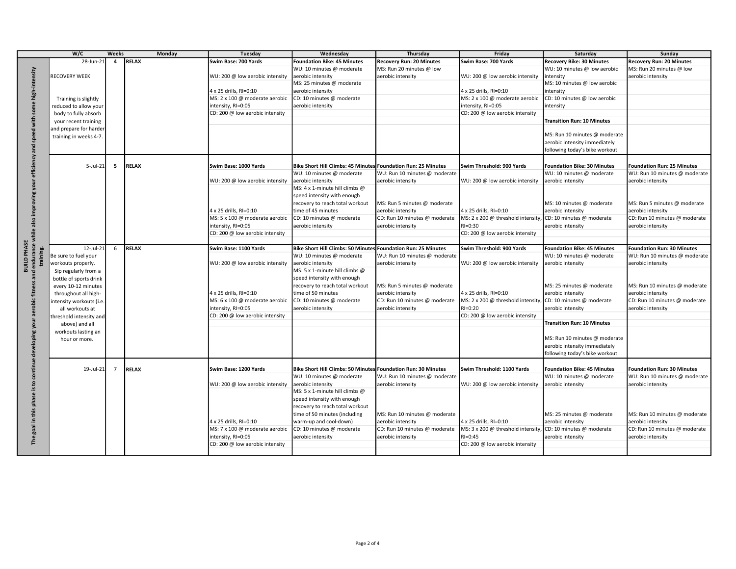**BUILD PHASE**

**The goal in this phase is to continue developing your aerobic fitness and endurance while also improving your efficiency and speed with some high-intensity training.**

| W/C | Weeks | Monday | Tuesday | Wednesday | Thursday | Friday | Saturday | Sunday |
|---|---|---|---|---|---|---|---|---|
| 28-Jun-21<br>RECOVERY WEEK<br>Training is slightly reduced to allow your body to fully absorb your recent training and prepare for harder training in weeks 4-7. | 4 | RELAX | **Swim Base: 700 Yards**<br>WU: 200 @ low aerobic intensity<br>4 x 25 drills, RI=0:10<br>MS: 2 x 100 @ moderate aerobic intensity, RI=0:05<br>CD: 200 @ low aerobic intensity | **Foundation Bike: 45 Minutes**<br>WU: 10 minutes @ moderate aerobic intensity<br>MS: 25 minutes @ moderate aerobic intensity<br>CD: 10 minutes @ moderate aerobic intensity | **Recovery Run: 20 Minutes**<br>MS: Run 20 minutes @ low aerobic intensity | **Swim Base: 700 Yards**<br>WU: 200 @ low aerobic intensity<br>4 x 25 drills, RI=0:10<br>MS: 2 x 100 @ moderate aerobic intensity, RI=0:05<br>CD: 200 @ low aerobic intensity | **Recovery Bike: 30 Minutes**<br>WU: 10 minutes @ low aerobic intensity<br>MS: 10 minutes @ low aerobic intensity<br>CD: 10 minutes @ low aerobic intensity<br>**Transition Run: 10 Minutes**<br>MS: Run 10 minutes @ moderate aerobic intensity immediately following today's bike workout | **Recovery Run: 20 Minutes**<br>MS: Run 20 minutes @ low aerobic intensity |
| 5-Jul-21 | 5 | RELAX | **Swim Base: 1000 Yards**<br>WU: 200 @ low aerobic intensity<br>4 x 25 drills, RI=0:10<br>MS: 5 x 100 @ moderate aerobic intensity, RI=0:05<br>CD: 200 @ low aerobic intensity | **Bike Short Hill Climbs: 45 Minutes**<br>WU: 10 minutes @ moderate aerobic intensity<br>MS: 4 x 1-minute hill climbs @ speed intensity with enough recovery to reach total workout time of 45 minutes<br>CD: 10 minutes @ moderate aerobic intensity | **Foundation Run: 25 Minutes**<br>WU: Run 10 minutes @ moderate aerobic intensity<br>MS: Run 5 minutes @ moderate aerobic intensity<br>CD: Run 10 minutes @ moderate aerobic intensity | **Swim Threshold: 900 Yards**<br>WU: 200 @ low aerobic intensity<br>4 x 25 drills, RI=0:10<br>MS: 2 x 200 @ threshold intensity, RI=0:30<br>CD: 200 @ low aerobic intensity | **Foundation Bike: 30 Minutes**<br>WU: 10 minutes @ moderate aerobic intensity<br>MS: 10 minutes @ moderate aerobic intensity<br>CD: 10 minutes @ moderate aerobic intensity | **Foundation Run: 25 Minutes**<br>WU: Run 10 minutes @ moderate aerobic intensity<br>MS: Run 5 minutes @ moderate aerobic intensity<br>CD: Run 10 minutes @ moderate aerobic intensity |
| 12-Jul-21<br>Be sure to fuel your workouts properly. Sip regularly from a bottle of sports drink every 10-12 minutes throughout all high-intensity workouts (i.e. all workouts at threshold intensity and above) and all workouts lasting an hour or more. | 6 | RELAX | **Swim Base: 1100 Yards**<br>WU: 200 @ low aerobic intensity<br>4 x 25 drills, RI=0:10<br>MS: 6 x 100 @ moderate aerobic intensity, RI=0:05<br>CD: 200 @ low aerobic intensity | **Bike Short Hill Climbs: 50 Minutes**<br>WU: 10 minutes @ moderate aerobic intensity<br>MS: 5 x 1-minute hill climbs @ speed intensity with enough recovery to reach total workout time of 50 minutes<br>CD: 10 minutes @ moderate aerobic intensity | **Foundation Run: 25 Minutes**<br>WU: Run 10 minutes @ moderate aerobic intensity<br>MS: Run 5 minutes @ moderate aerobic intensity<br>CD: Run 10 minutes @ moderate aerobic intensity | **Swim Threshold: 900 Yards**<br>WU: 200 @ low aerobic intensity<br>4 x 25 drills, RI=0:10<br>MS: 2 x 200 @ threshold intensity, RI=0:20<br>CD: 200 @ low aerobic intensity | **Foundation Bike: 45 Minutes**<br>WU: 10 minutes @ moderate aerobic intensity<br>MS: 25 minutes @ moderate aerobic intensity<br>CD: 10 minutes @ moderate aerobic intensity<br>**Transition Run: 10 Minutes**<br>MS: Run 10 minutes @ moderate aerobic intensity immediately following today's bike workout | **Foundation Run: 30 Minutes**<br>WU: Run 10 minutes @ moderate aerobic intensity<br>MS: Run 10 minutes @ moderate aerobic intensity<br>CD: Run 10 minutes @ moderate aerobic intensity |
| 19-Jul-21 | 7 | RELAX | **Swim Base: 1200 Yards**<br>WU: 200 @ low aerobic intensity<br>4 x 25 drills, RI=0:10<br>MS: 7 x 100 @ moderate aerobic intensity, RI=0:05<br>CD: 200 @ low aerobic intensity | **Bike Short Hill Climbs: 50 Minutes**<br>WU: 10 minutes @ moderate aerobic intensity<br>MS: 5 x 1-minute hill climbs @ speed intensity with enough recovery to reach total workout time of 50 minutes (including warm-up and cool-down)<br>CD: 10 minutes @ moderate aerobic intensity | **Foundation Run: 30 Minutes**<br>WU: Run 10 minutes @ moderate aerobic intensity<br>MS: Run 10 minutes @ moderate aerobic intensity<br>CD: Run 10 minutes @ moderate aerobic intensity | **Swim Threshold: 1100 Yards**<br>WU: 200 @ low aerobic intensity<br>4 x 25 drills, RI=0:10<br>MS: 3 x 200 @ threshold intensity, RI=0:45<br>CD: 200 @ low aerobic intensity | **Foundation Bike: 45 Minutes**<br>WU: 10 minutes @ moderate aerobic intensity<br>MS: 25 minutes @ moderate aerobic intensity<br>CD: 10 minutes @ moderate aerobic intensity | **Foundation Run: 30 Minutes**<br>WU: Run 10 minutes @ moderate aerobic intensity<br>MS: Run 10 minutes @ moderate aerobic intensity<br>CD: Run 10 minutes @ moderate aerobic intensity |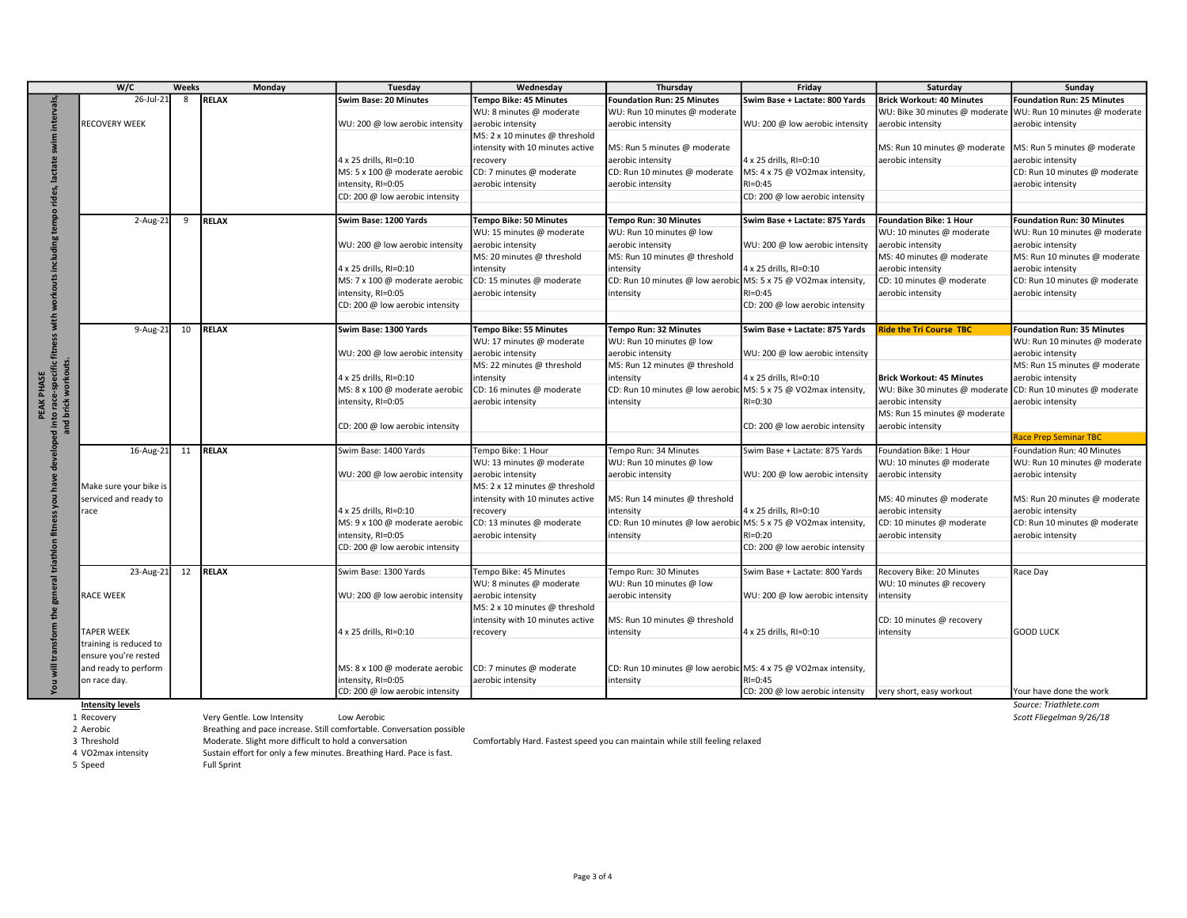PEAK PHASE

You will transform the general triathlon fitness you have developed into race-specific fitness with workouts including tempo rides, lactate swim intervals, and brick workouts.

| W/C | Weeks | Monday | Tuesday | Wednesday | Thursday | Friday | Saturday | Sunday |
|---|---|---|---|---|---|---|---|---|
| 26-Jul-21<br>RECOVERY WEEK | 8 | **RELAX** | **Swim Base: 20 Minutes**<br>WU: 200 @ low aerobic intensity<br>4 x 25 drills, RI=0:10<br>MS: 5 x 100 @ moderate aerobic intensity, RI=0:05<br>CD: 200 @ low aerobic intensity | **Tempo Bike: 45 Minutes**<br>WU: 8 minutes @ moderate aerobic intensity<br>MS: 2 x 10 minutes @ threshold intensity with 10 minutes active recovery<br>CD: 7 minutes @ moderate aerobic intensity | **Foundation Run: 25 Minutes**<br>WU: Run 10 minutes @ moderate aerobic intensity<br>MS: Run 5 minutes @ moderate aerobic intensity<br>CD: Run 10 minutes @ moderate aerobic intensity | **Swim Base + Lactate: 800 Yards**<br>WU: 200 @ low aerobic intensity<br>4 x 25 drills, RI=0:10<br>MS: 4 x 75 @ VO2max intensity, RI=0:45<br>CD: 200 @ low aerobic intensity | **Brick Workout: 40 Minutes**<br>WU: Bike 30 minutes @ moderate aerobic intensity<br>MS: Run 10 minutes @ moderate aerobic intensity | **Foundation Run: 25 Minutes**<br>WU: Run 10 minutes @ moderate aerobic intensity<br>MS: Run 5 minutes @ moderate aerobic intensity<br>CD: Run 10 minutes @ moderate aerobic intensity |
| 2-Aug-21 | 9 | **RELAX** | **Swim Base: 1200 Yards**<br>WU: 200 @ low aerobic intensity<br>4 x 25 drills, RI=0:10<br>MS: 7 x 100 @ moderate aerobic intensity, RI=0:05<br>CD: 200 @ low aerobic intensity | **Tempo Bike: 50 Minutes**<br>WU: 15 minutes @ moderate aerobic intensity<br>MS: 20 minutes @ threshold intensity<br>CD: 15 minutes @ moderate aerobic intensity | **Tempo Run: 30 Minutes**<br>WU: Run 10 minutes @ low aerobic intensity<br>MS: Run 10 minutes @ threshold intensity<br>CD: Run 10 minutes @ low aerobic intensity | **Swim Base + Lactate: 875 Yards**<br>WU: 200 @ low aerobic intensity<br>4 x 25 drills, RI=0:10<br>MS: 5 x 75 @ VO2max intensity, RI=0:45<br>CD: 200 @ low aerobic intensity | **Foundation Bike: 1 Hour**<br>WU: 10 minutes @ moderate aerobic intensity<br>MS: 40 minutes @ moderate aerobic intensity<br>CD: 10 minutes @ moderate aerobic intensity | **Foundation Run: 30 Minutes**<br>WU: Run 10 minutes @ moderate aerobic intensity<br>MS: Run 10 minutes @ moderate aerobic intensity<br>CD: Run 10 minutes @ moderate aerobic intensity |
| 9-Aug-21 | 10 | **RELAX** | **Swim Base: 1300 Yards**<br>WU: 200 @ low aerobic intensity<br>4 x 25 drills, RI=0:10<br>MS: 8 x 100 @ moderate aerobic intensity, RI=0:05<br>CD: 200 @ low aerobic intensity | **Tempo Bike: 55 Minutes**<br>WU: 17 minutes @ moderate aerobic intensity<br>MS: 22 minutes @ threshold intensity<br>CD: 16 minutes @ moderate aerobic intensity | **Tempo Run: 32 Minutes**<br>WU: Run 10 minutes @ low aerobic intensity<br>MS: Run 12 minutes @ threshold intensity<br>CD: Run 10 minutes @ low aerobic intensity | **Swim Base + Lactate: 875 Yards**<br>WU: 200 @ low aerobic intensity<br>4 x 25 drills, RI=0:10<br>MS: 5 x 75 @ VO2max intensity, RI=0:30<br>CD: 200 @ low aerobic intensity | **Ride the Tri Course TBC**<br>**Brick Workout: 45 Minutes**<br>WU: Bike 30 minutes @ moderate aerobic intensity<br>MS: Run 15 minutes @ moderate aerobic intensity | **Foundation Run: 35 Minutes**<br>WU: Run 10 minutes @ moderate aerobic intensity<br>MS: Run 15 minutes @ moderate aerobic intensity<br>CD: Run 10 minutes @ moderate aerobic intensity<br>Race Prep Seminar TBC |
| 16-Aug-21<br>Make sure your bike is serviced and ready to race | 11 | **RELAX** | Swim Base: 1400 Yards<br>WU: 200 @ low aerobic intensity<br>4 x 25 drills, RI=0:10<br>MS: 9 x 100 @ moderate aerobic intensity, RI=0:05<br>CD: 200 @ low aerobic intensity | Tempo Bike: 1 Hour<br>WU: 13 minutes @ moderate aerobic intensity<br>MS: 2 x 12 minutes @ threshold intensity with 10 minutes active recovery<br>CD: 13 minutes @ moderate aerobic intensity | Tempo Run: 34 Minutes<br>WU: Run 10 minutes @ low aerobic intensity<br>MS: Run 14 minutes @ threshold intensity<br>CD: Run 10 minutes @ low aerobic intensity | Swim Base + Lactate: 875 Yards<br>WU: 200 @ low aerobic intensity<br>4 x 25 drills, RI=0:10<br>MS: 5 x 75 @ VO2max intensity, RI=0:20<br>CD: 200 @ low aerobic intensity | Foundation Bike: 1 Hour<br>WU: 10 minutes @ moderate aerobic intensity<br>MS: 40 minutes @ moderate aerobic intensity<br>CD: 10 minutes @ moderate aerobic intensity | Foundation Run: 40 Minutes<br>WU: Run 10 minutes @ moderate aerobic intensity<br>MS: Run 20 minutes @ moderate aerobic intensity<br>CD: Run 10 minutes @ moderate aerobic intensity |
| 23-Aug-21<br>RACE WEEK<br>TAPER WEEK training is reduced to ensure you're rested and ready to perform on race day. | 12 | **RELAX** | Swim Base: 1300 Yards<br>WU: 200 @ low aerobic intensity<br>4 x 25 drills, RI=0:10<br>MS: 8 x 100 @ moderate aerobic intensity, RI=0:05<br>CD: 200 @ low aerobic intensity | Tempo Bike: 45 Minutes<br>WU: 8 minutes @ moderate aerobic intensity<br>MS: 2 x 10 minutes @ threshold intensity with 10 minutes active recovery<br>CD: 7 minutes @ moderate aerobic intensity | Tempo Run: 30 Minutes<br>WU: Run 10 minutes @ low aerobic intensity<br>MS: Run 10 minutes @ threshold intensity<br>CD: Run 10 minutes @ low aerobic intensity | Swim Base + Lactate: 800 Yards<br>WU: 200 @ low aerobic intensity<br>4 x 25 drills, RI=0:10<br>MS: 4 x 75 @ VO2max intensity, RI=0:45<br>CD: 200 @ low aerobic intensity | Recovery Bike: 20 Minutes<br>WU: 10 minutes @ recovery intensity<br>CD: 10 minutes @ recovery intensity<br>very short, easy workout | Race Day<br>GOOD LUCK<br>Your have done the work |

**Intensity levels**

| Level | Description | |
|---|---|---|
| 1 Recovery | Very Gentle. Low Intensity | Low Aerobic |
| 2 Aerobic | Breathing and pace increase. Still comfortable. Conversation possible | |
| 3 Threshold | Moderate. Slight more difficult to hold a conversation | Comfortably Hard. Fastest speed you can maintain while still feeling relaxed |
| 4 VO2max intensity | Sustain effort for only a few minutes. Breathing Hard. Pace is fast. | |
| 5 Speed | Full Sprint | |

*Source: Triathlete.com*
*Scott Fliegelman 9/26/18*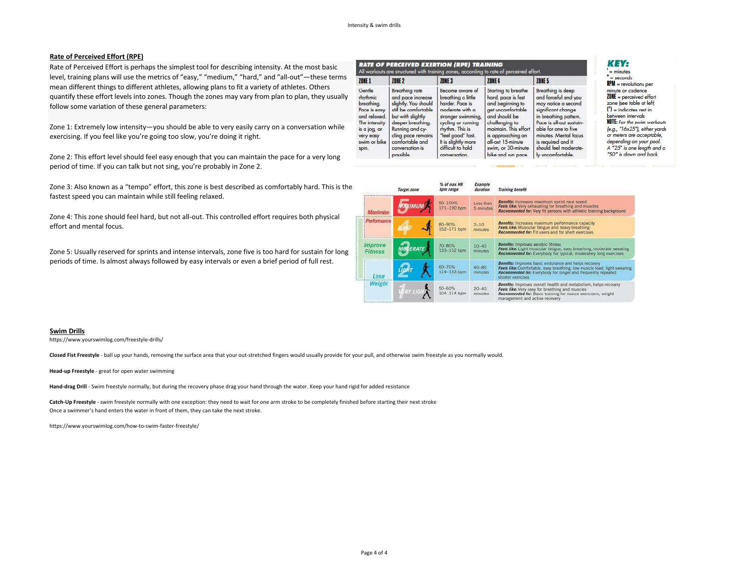## Rate of Perceived Effort (RPE)

Rate of Perceived Effort is perhaps the simplest tool for describing intensity. At the most basic level, training plans will use the metrics of "easy," "medium," "hard," and "all-out"—these terms mean different things to different athletes, allowing plans to fit a variety of athletes. Others quantify these effort levels into zones. Though the zones may vary from plan to plan, they usually follow some variation of these general parameters:

Zone 1: Extremely low intensity—you should be able to very easily carry on a conversation while exercising. If you feel like you're going too slow, you're doing it right.

Zone 2: This effort level should feel easy enough that you can maintain the pace for a very long period of time. If you can talk but not sing, you're probably in Zone 2.

Zone 3: Also known as a "tempo" effort, this zone is best described as comfortably hard. This is the fastest speed you can maintain while still feeling relaxed.

Zone 4: This zone should feel hard, but not all-out. This controlled effort requires both physical effort and mental focus.

Zone 5: Usually reserved for sprints and intense intervals, zone five is too hard for sustain for long periods of time. Is almost always followed by easy intervals or even a brief period of full rest.

**RATE OF PERCEIVED EXERTION (RPE) TRAINING**

All workouts are structured with training zones, according to rate of perceived effort.

| ZONE 1 | ZONE 2 | ZONE 3 | ZONE 4 | ZONE 5 |
|---|---|---|---|---|
| Gentle rhythmic breathing. Pace is easy and relaxed. The intensity is a jog, or very easy swim or bike spin. | Breathing rate and pace increase slightly. You should still be comfortable but with slightly deeper breathing. Running and cycling pace remains comfortable and conversation is possible. | Become aware of breathing a little harder. Pace is moderate with a stronger swimming, cycling or running rhythm. This is "feel good" fast. It is slightly more difficult to hold conversation. | Starting to breathe hard, pace is fast and beginning to get uncomfortable, challenging to maintain. This effort is approaching an all-out 15-minute swim, or 30-minute bike and run pace. | Breathing is deep and forceful and you may notice a second significant change in breathing pattern. Pace is all-out sustainable for one to five minutes. Mental focus is required and it should feel moderately uncomfortable. |

**KEY:**
' = minutes
" = seconds
**RPM** = revolutions per minute or cadence
**ZONE** = perceived effort zone (see table at left)
(*) = indicates rest in between intervals
**NOTE:** *For the swim workouts (e.g., "16x25"), either yards or meters are acceptable, depending on your pool. A "25" is one length and a "50" is down and back.*

| | Target zone | % of max HR bpm range | Example duration | Training benefit |
|---|---|---|---|---|
| Maximize Performance | 5 MAXIMUM | 90–100% 171–190 bpm | Less than 5 minutes | **Benefits:** Increases maximum sprint race speed **Feels like:** Very exhausting for breathing and muscles **Recommended for:** Very fit persons with athletic training background |
| | 4 HARD | 80–90% 152–171 bpm | 2–10 minutes | **Benefits:** Increases maximum performance capacity **Feels like:** Muscular fatigue and heavy breathing **Recommended for:** Fit users and for short exercises |
| Improve Fitness | 3 MODERATE | 70–80% 133–152 bpm | 10–40 minutes | **Benefits:** Improves aerobic fitness **Feels like:** Light muscular fatigue, easy breathing, moderate sweating **Recommended for:** Everybody for typical, moderately long exercises |
| Lose Weight | 2 LIGHT | 60–70% 114–133 bpm | 40–80 minutes | **Benefits:** Improves basic endurance and helps recovery **Feels like:** Comfortable, easy breathing, low muscle load, light sweating **Recommended for:** Everybody for longer and frequently repeated shorter exercises |
| | 1 VERY LIGHT | 50–60% 104–114 bpm | 20–40 minutes | **Benefits:** Improves overall health and metabolism, helps recovery **Feels like:** Very easy for breathing and muscles **Recommended for:** Basic training for novice exercisers, weight management and active recovery |

## Swim Drills

https://www.yourswimlog.com/freestyle-drills/

**Closed Fist Freestyle** - ball up your hands, removing the surface area that your out-stretched fingers would usually provide for your pull, and otherwise swim freestyle as you normally would.

**Head-up Freestyle** - great for open water swimming

**Hand-drag Drill** - Swim freestyle normally, but during the recovery phase drag your hand through the water. Keep your hand rigid for added resistance

**Catch-Up Freestyle** - swim freestyle normally with one exception: they need to wait for one arm stroke to be completely finished before starting their next stroke
Once a swimmer's hand enters the water in front of them, they can take the next stroke.

https://www.yourswimlog.com/how-to-swim-faster-freestyle/